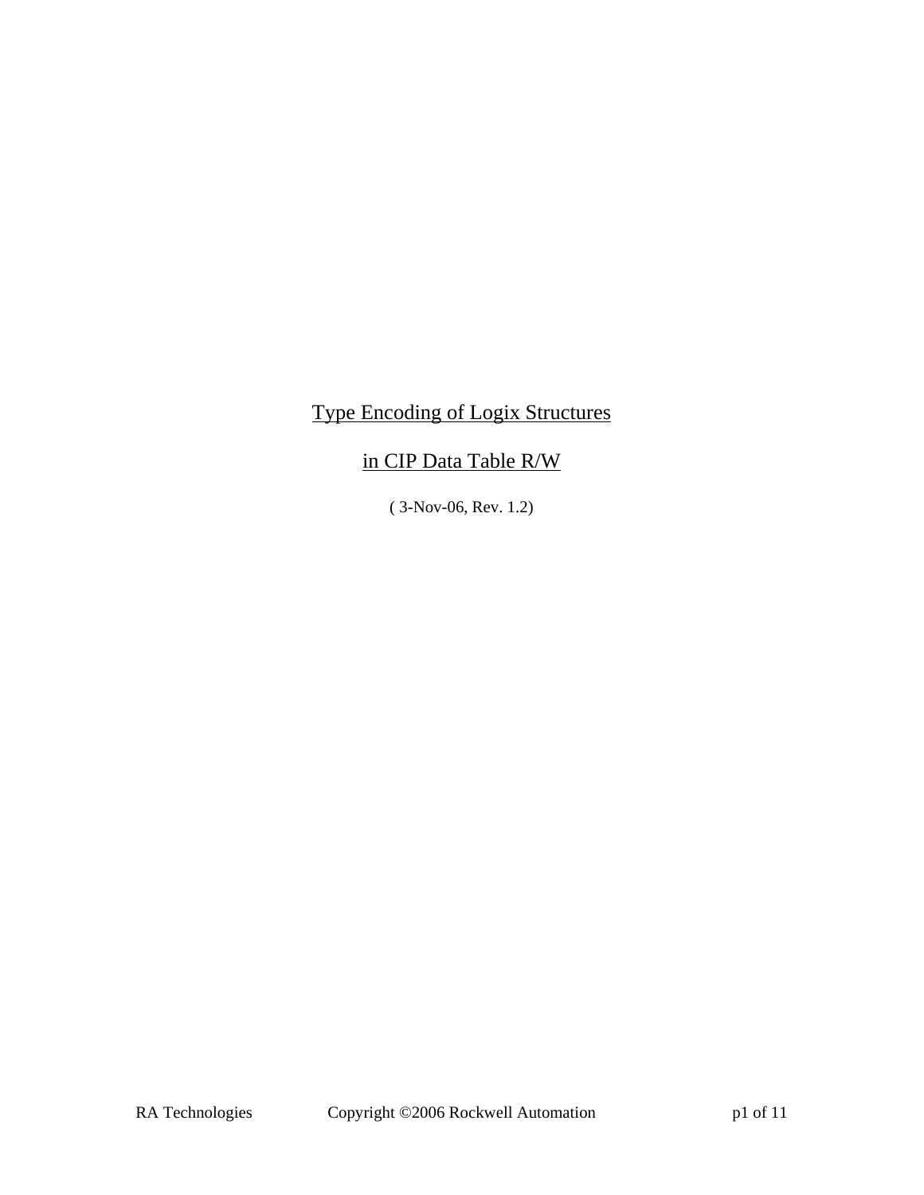# Type Encoding of Logix Structures

# in CIP Data Table R/W

( 3-Nov-06, Rev. 1.2)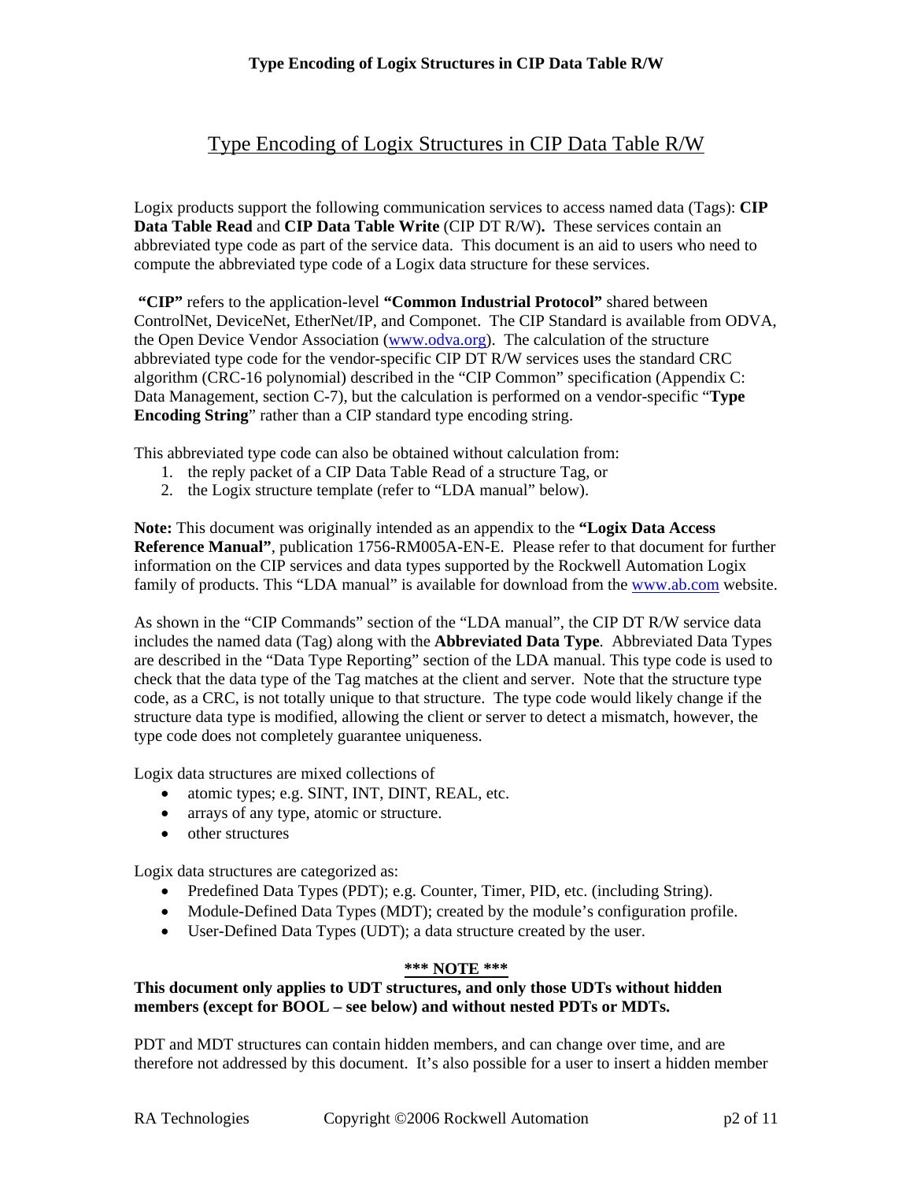## Type Encoding of Logix Structures in CIP Data Table R/W

Logix products support the following communication services to access named data (Tags): **CIP Data Table Read** and **CIP Data Table Write** (CIP DT R/W)**.** These services contain an abbreviated type code as part of the service data. This document is an aid to users who need to compute the abbreviated type code of a Logix data structure for these services.

**"CIP"** refers to the application-level **"Common Industrial Protocol"** shared between ControlNet, DeviceNet, EtherNet/IP, and Componet. The CIP Standard is available from ODVA, the Open Device Vendor Association ([www.odva.org](http://www.odva.org)). The calculation of the structure abbreviated type code for the vendor-specific CIP DT R/W services uses the standard CRC algorithm (CRC-16 polynomial) described in the "CIP Common" specification (Appendix C: Data Management, section C-7), but the calculation is performed on a vendor-specific "**Type Encoding String**" rather than a CIP standard type encoding string.

This abbreviated type code can also be obtained without calculation from:

1. the reply packet of a CIP Data Table Read of a structure Tag, or
2. the Logix structure template (refer to "LDA manual" below).

**Note:** This document was originally intended as an appendix to the **"Logix Data Access Reference Manual"**, publication 1756-RM005A-EN-E. Please refer to that document for further information on the CIP services and data types supported by the Rockwell Automation Logix family of products. This "LDA manual" is available for download from the [www.ab.com](http://www.ab.com) website.

As shown in the "CIP Commands" section of the "LDA manual", the CIP DT R/W service data includes the named data (Tag) along with the **Abbreviated Data Type**. Abbreviated Data Types are described in the "Data Type Reporting" section of the LDA manual. This type code is used to check that the data type of the Tag matches at the client and server. Note that the structure type code, as a CRC, is not totally unique to that structure. The type code would likely change if the structure data type is modified, allowing the client or server to detect a mismatch, however, the type code does not completely guarantee uniqueness.

Logix data structures are mixed collections of

- atomic types; e.g. SINT, INT, DINT, REAL, etc.
- arrays of any type, atomic or structure.
- other structures

Logix data structures are categorized as:

- Predefined Data Types (PDT); e.g. Counter, Timer, PID, etc. (including String).
- Module-Defined Data Types (MDT); created by the module's configuration profile.
- User-Defined Data Types (UDT); a data structure created by the user.

**\*\*\* NOTE \*\*\***

**This document only applies to UDT structures, and only those UDTs without hidden members (except for BOOL – see below) and without nested PDTs or MDTs.**

PDT and MDT structures can contain hidden members, and can change over time, and are therefore not addressed by this document. It's also possible for a user to insert a hidden member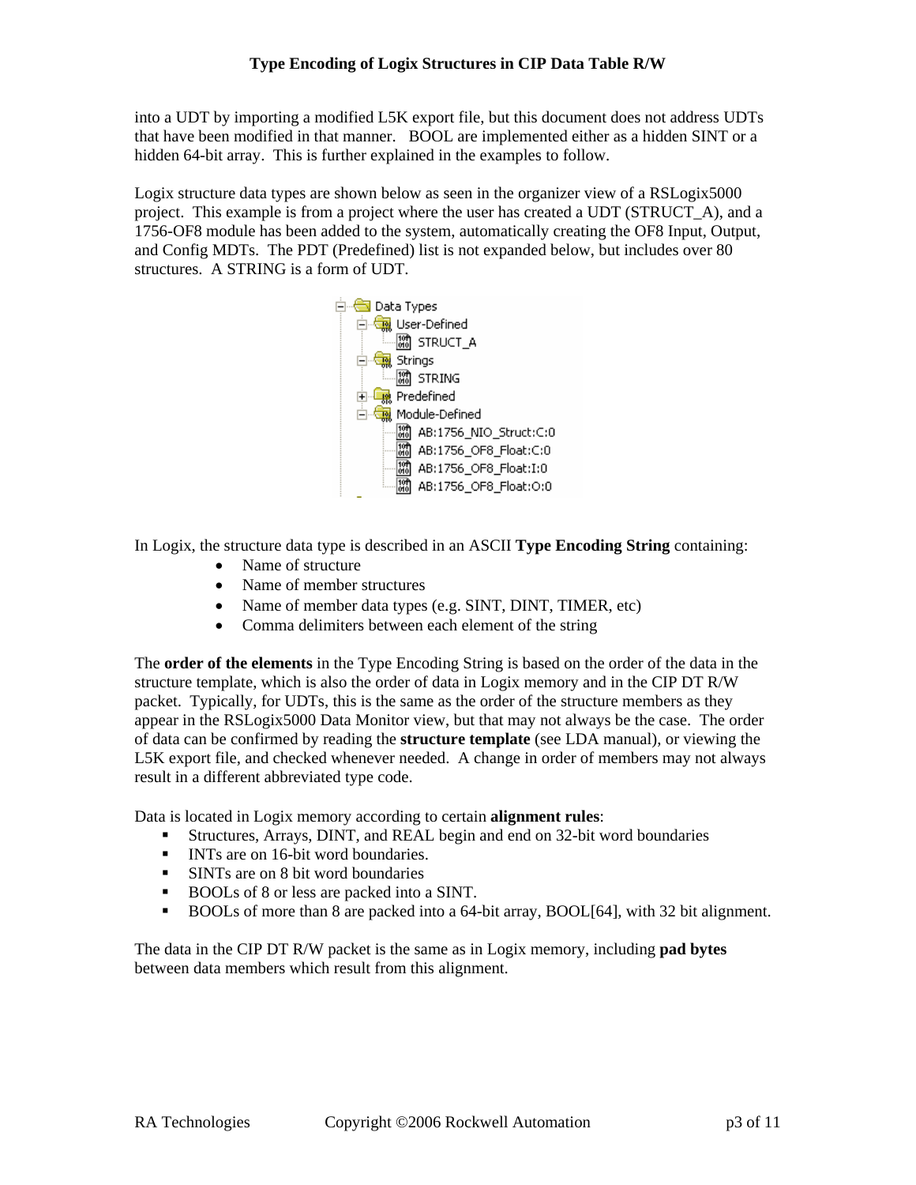into a UDT by importing a modified L5K export file, but this document does not address UDTs that have been modified in that manner. BOOL are implemented either as a hidden SINT or a hidden 64-bit array. This is further explained in the examples to follow.

Logix structure data types are shown below as seen in the organizer view of a RSLogix5000 project. This example is from a project where the user has created a UDT (STRUCT_A), and a 1756-OF8 module has been added to the system, automatically creating the OF8 Input, Output, and Config MDTs. The PDT (Predefined) list is not expanded below, but includes over 80 structures. A STRING is a form of UDT.

```
Data Types
  User-Defined
    STRUCT_A
  Strings
    STRING
  Predefined
  Module-Defined
    AB:1756_NIO_Struct:C:0
    AB:1756_OF8_Float:C:0
    AB:1756_OF8_Float:I:0
    AB:1756_OF8_Float:O:0
```

In Logix, the structure data type is described in an ASCII **Type Encoding String** containing:

- Name of structure
- Name of member structures
- Name of member data types (e.g. SINT, DINT, TIMER, etc)
- Comma delimiters between each element of the string

The **order of the elements** in the Type Encoding String is based on the order of the data in the structure template, which is also the order of data in Logix memory and in the CIP DT R/W packet. Typically, for UDTs, this is the same as the order of the structure members as they appear in the RSLogix5000 Data Monitor view, but that may not always be the case. The order of data can be confirmed by reading the **structure template** (see LDA manual), or viewing the L5K export file, and checked whenever needed. A change in order of members may not always result in a different abbreviated type code.

Data is located in Logix memory according to certain **alignment rules**:

- Structures, Arrays, DINT, and REAL begin and end on 32-bit word boundaries
- INTs are on 16-bit word boundaries.
- SINTs are on 8 bit word boundaries
- BOOLs of 8 or less are packed into a SINT.
- BOOLs of more than 8 are packed into a 64-bit array, BOOL[64], with 32 bit alignment.

The data in the CIP DT R/W packet is the same as in Logix memory, including **pad bytes** between data members which result from this alignment.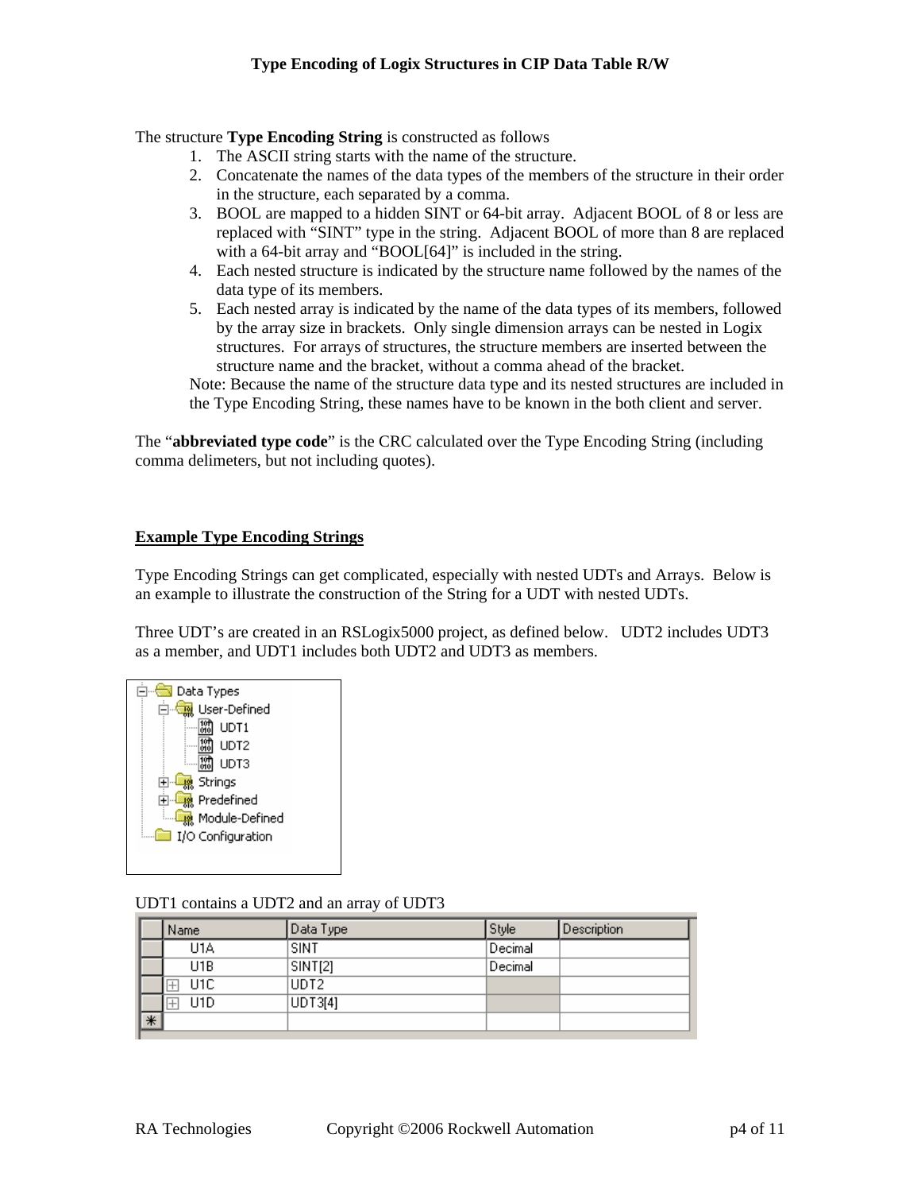The structure **Type Encoding String** is constructed as follows

1. The ASCII string starts with the name of the structure.
2. Concatenate the names of the data types of the members of the structure in their order in the structure, each separated by a comma.
3. BOOL are mapped to a hidden SINT or 64-bit array. Adjacent BOOL of 8 or less are replaced with “SINT” type in the string. Adjacent BOOL of more than 8 are replaced with a 64-bit array and “BOOL[64]” is included in the string.
4. Each nested structure is indicated by the structure name followed by the names of the data type of its members.
5. Each nested array is indicated by the name of the data types of its members, followed by the array size in brackets. Only single dimension arrays can be nested in Logix structures. For arrays of structures, the structure members are inserted between the structure name and the bracket, without a comma ahead of the bracket.

Note: Because the name of the structure data type and its nested structures are included in the Type Encoding String, these names have to be known in the both client and server.

The “**abbreviated type code**” is the CRC calculated over the Type Encoding String (including comma delimeters, but not including quotes).

## Example Type Encoding Strings

Type Encoding Strings can get complicated, especially with nested UDTs and Arrays. Below is an example to illustrate the construction of the String for a UDT with nested UDTs.

Three UDT’s are created in an RSLogix5000 project, as defined below. UDT2 includes UDT3 as a member, and UDT1 includes both UDT2 and UDT3 as members.

```
Data Types
  User-Defined
    UDT1
    UDT2
    UDT3
  Strings
  Predefined
  Module-Defined
I/O Configuration
```

UDT1 contains a UDT2 and an array of UDT3

| Name | Data Type | Style | Description |
|---|---|---|---|
| U1A | SINT | Decimal | |
| U1B | SINT[2] | Decimal | |
| U1C | UDT2 | | |
| U1D | UDT3[4] | | |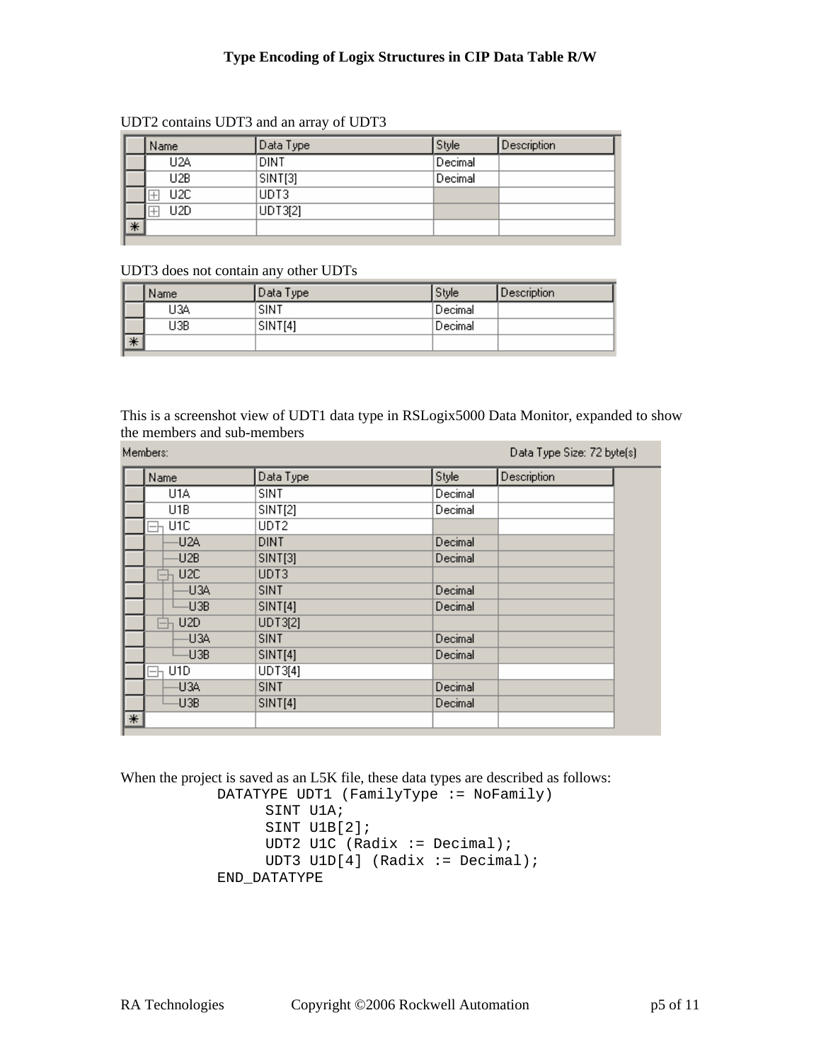UDT2 contains UDT3 and an array of UDT3

| Name | Data Type | Style | Description |
|---|---|---|---|
| U2A | DINT | Decimal | |
| U2B | SINT[3] | Decimal | |
| ⊞ U2C | UDT3 | | |
| ⊞ U2D | UDT3[2] | | |

UDT3 does not contain any other UDTs

| Name | Data Type | Style | Description |
|---|---|---|---|
| U3A | SINT | Decimal | |
| U3B | SINT[4] | Decimal | |

This is a screenshot view of UDT1 data type in RSLogix5000 Data Monitor, expanded to show the members and sub-members

Members: Data Type Size: 72 byte(s)

| Name | Data Type | Style | Description |
|---|---|---|---|
| U1A | SINT | Decimal | |
| U1B | SINT[2] | Decimal | |
| ⊟ U1C | UDT2 | | |
| — U2A | DINT | Decimal | |
| — U2B | SINT[3] | Decimal | |
| ⊟ U2C | UDT3 | | |
| — U3A | SINT | Decimal | |
| — U3B | SINT[4] | Decimal | |
| ⊟ U2D | UDT3[2] | | |
| — U3A | SINT | Decimal | |
| — U3B | SINT[4] | Decimal | |
| ⊟ U1D | UDT3[4] | | |
| — U3A | SINT | Decimal | |
| — U3B | SINT[4] | Decimal | |

When the project is saved as an L5K file, these data types are described as follows:

```
DATATYPE UDT1 (FamilyType := NoFamily)
      SINT U1A;
      SINT U1B[2];
      UDT2 U1C (Radix := Decimal);
      UDT3 U1D[4] (Radix := Decimal);
END_DATATYPE
```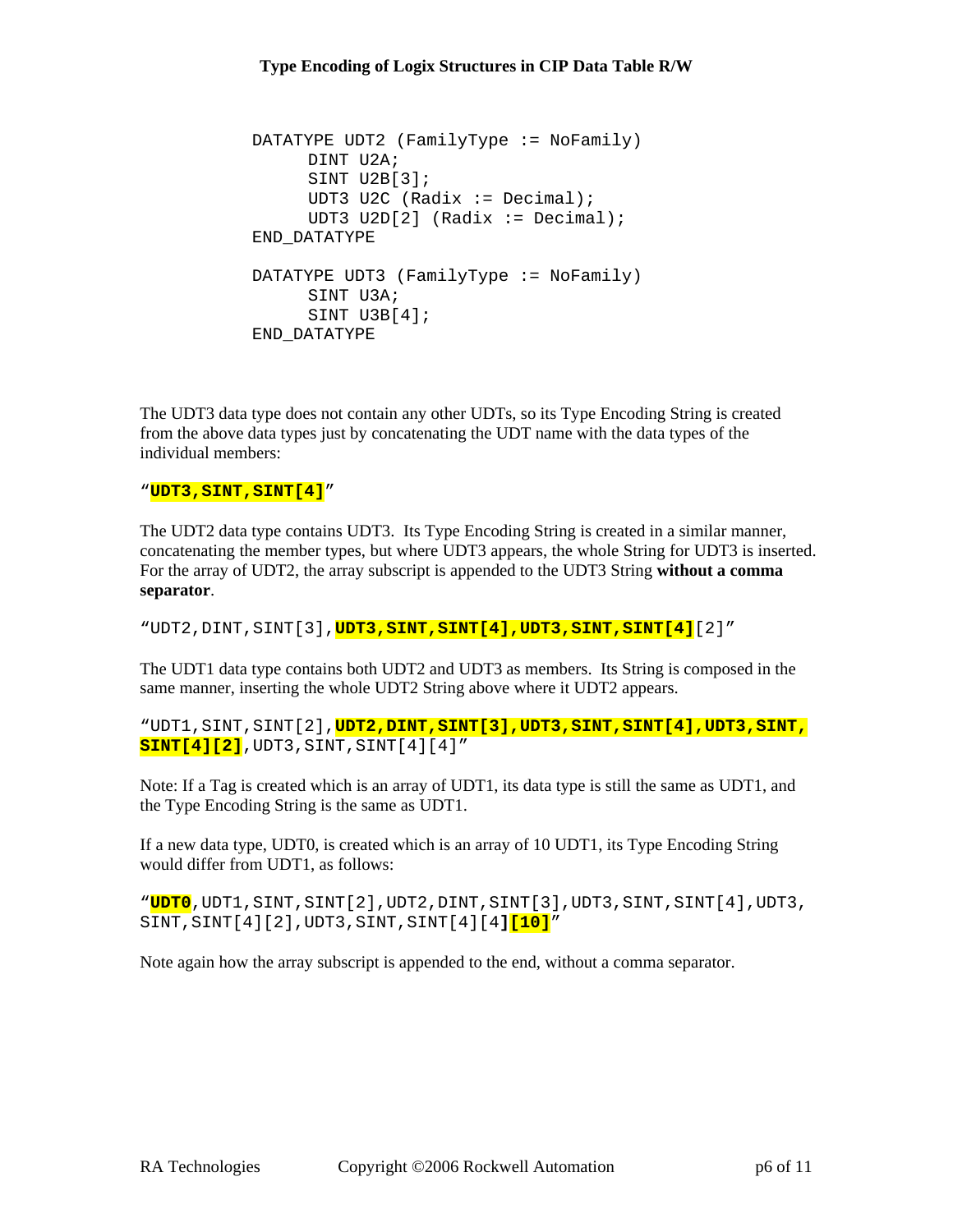```
DATATYPE UDT2 (FamilyType := NoFamily)
      DINT U2A;
      SINT U2B[3];
      UDT3 U2C (Radix := Decimal);
      UDT3 U2D[2] (Radix := Decimal);
END_DATATYPE

DATATYPE UDT3 (FamilyType := NoFamily)
      SINT U3A;
      SINT U3B[4];
END_DATATYPE
```

The UDT3 data type does not contain any other UDTs, so its Type Encoding String is created from the above data types just by concatenating the UDT name with the data types of the individual members:

"**`UDT3,SINT,SINT[4]`**"

The UDT2 data type contains UDT3. Its Type Encoding String is created in a similar manner, concatenating the member types, but where UDT3 appears, the whole String for UDT3 is inserted. For the array of UDT2, the array subscript is appended to the UDT3 String **without a comma separator**.

"`UDT2,DINT,SINT[3],`**`UDT3,SINT,SINT[4],UDT3,SINT,SINT[4]`**`[2]`"

The UDT1 data type contains both UDT2 and UDT3 as members. Its String is composed in the same manner, inserting the whole UDT2 String above where it UDT2 appears.

"`UDT1,SINT,SINT[2],`**`UDT2,DINT,SINT[3],UDT3,SINT,SINT[4],UDT3,SINT,SINT[4][2]`**`,UDT3,SINT,SINT[4][4]`"

Note: If a Tag is created which is an array of UDT1, its data type is still the same as UDT1, and the Type Encoding String is the same as UDT1.

If a new data type, UDT0, is created which is an array of 10 UDT1, its Type Encoding String would differ from UDT1, as follows:

"**`UDT0`**`,UDT1,SINT,SINT[2],UDT2,DINT,SINT[3],UDT3,SINT,SINT[4],UDT3,SINT,SINT[4][2],UDT3,SINT,SINT[4][4]`**`[10]`**"

Note again how the array subscript is appended to the end, without a comma separator.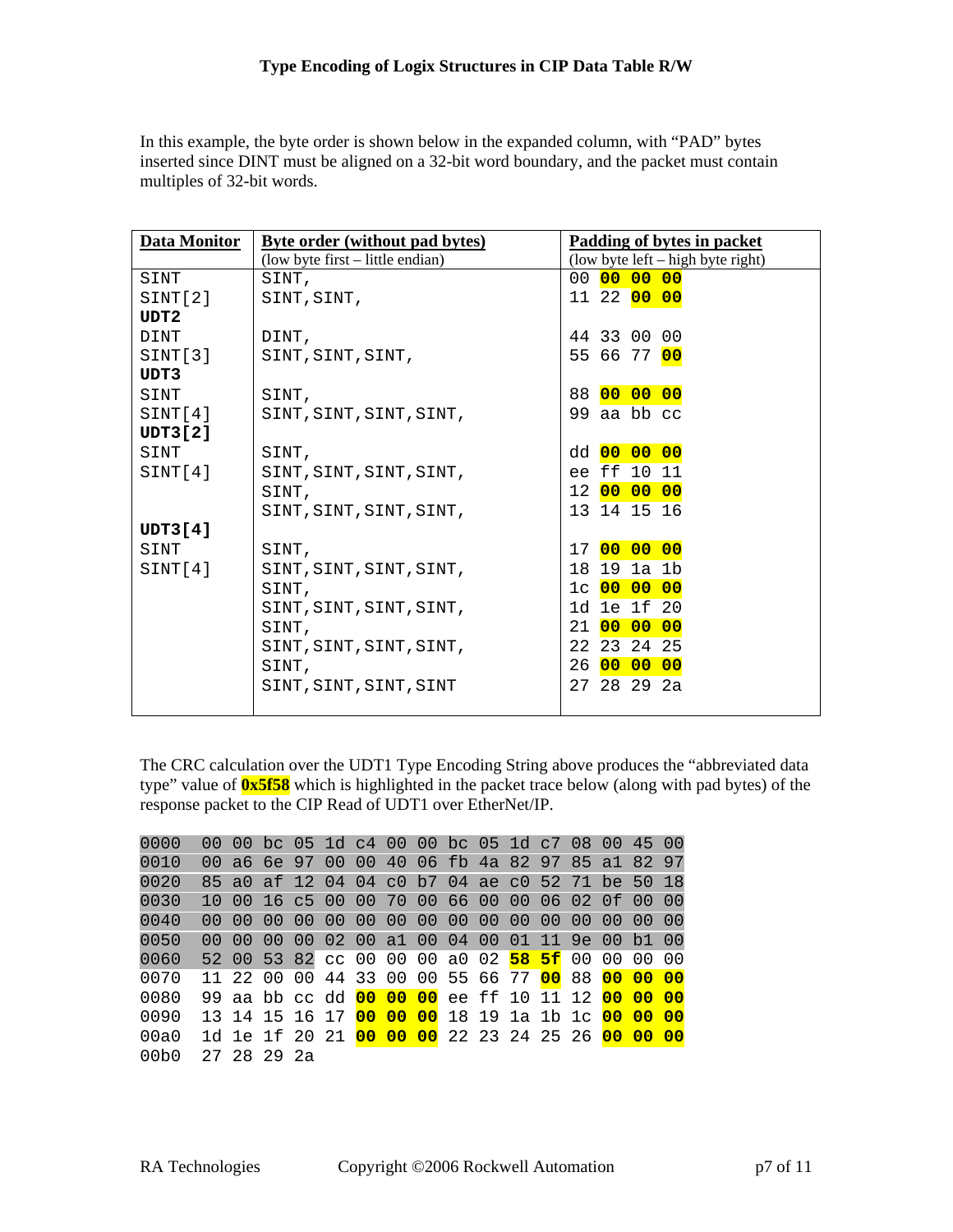In this example, the byte order is shown below in the expanded column, with "PAD" bytes inserted since DINT must be aligned on a 32-bit word boundary, and the packet must contain multiples of 32-bit words.

| **Data Monitor** | **Byte order (without pad bytes)** (low byte first – little endian) | **Padding of bytes in packet** (low byte left – high byte right) |
|---|---|---|
| SINT | SINT, | 00 **00 00 00** |
| SINT[2] | SINT,SINT, | 11 22 **00 00** |
| **UDT2** | | |
| DINT | DINT, | 44 33 00 00 |
| SINT[3] | SINT,SINT,SINT, | 55 66 77 **00** |
| **UDT3** | | |
| SINT | SINT, | 88 **00 00 00** |
| SINT[4] | SINT,SINT,SINT,SINT, | 99 aa bb cc |
| **UDT3[2]** | | |
| SINT | SINT, | dd **00 00 00** |
| SINT[4] | SINT,SINT,SINT,SINT, | ee ff 10 11 |
| | SINT, | 12 **00 00 00** |
| | SINT,SINT,SINT,SINT, | 13 14 15 16 |
| **UDT3[4]** | | |
| SINT | SINT, | 17 **00 00 00** |
| SINT[4] | SINT,SINT,SINT,SINT, | 18 19 1a 1b |
| | SINT, | 1c **00 00 00** |
| | SINT,SINT,SINT,SINT, | 1d 1e 1f 20 |
| | SINT, | 21 **00 00 00** |
| | SINT,SINT,SINT,SINT, | 22 23 24 25 |
| | SINT, | 26 **00 00 00** |
| | SINT,SINT,SINT,SINT | 27 28 29 2a |

The CRC calculation over the UDT1 Type Encoding String above produces the "abbreviated data type" value of **0x5f58** which is highlighted in the packet trace below (along with pad bytes) of the response packet to the CIP Read of UDT1 over EtherNet/IP.

```
0000  00 00 bc 05 1d c4 00 00 bc 05 1d c7 08 00 45 00
0010  00 a6 6e 97 00 00 40 06 fb 4a 82 97 85 a1 82 97
0020  85 a0 af 12 04 04 c0 b7 04 ae c0 52 71 be 50 18
0030  10 00 16 c5 00 00 70 00 66 00 00 06 02 0f 00 00
0040  00 00 00 00 00 00 00 00 00 00 00 00 00 00 00 00
0050  00 00 00 00 02 00 a1 00 04 00 01 11 9e 00 b1 00
0060  52 00 53 82 cc 00 00 00 a0 02 58 5f 00 00 00 00
0070  11 22 00 00 44 33 00 00 55 66 77 00 88 00 00 00
0080  99 aa bb cc dd 00 00 00 ee ff 10 11 12 00 00 00
0090  13 14 15 16 17 00 00 00 18 19 1a 1b 1c 00 00 00
00a0  1d 1e 1f 20 21 00 00 00 22 23 24 25 26 00 00 00
00b0  27 28 29 2a
```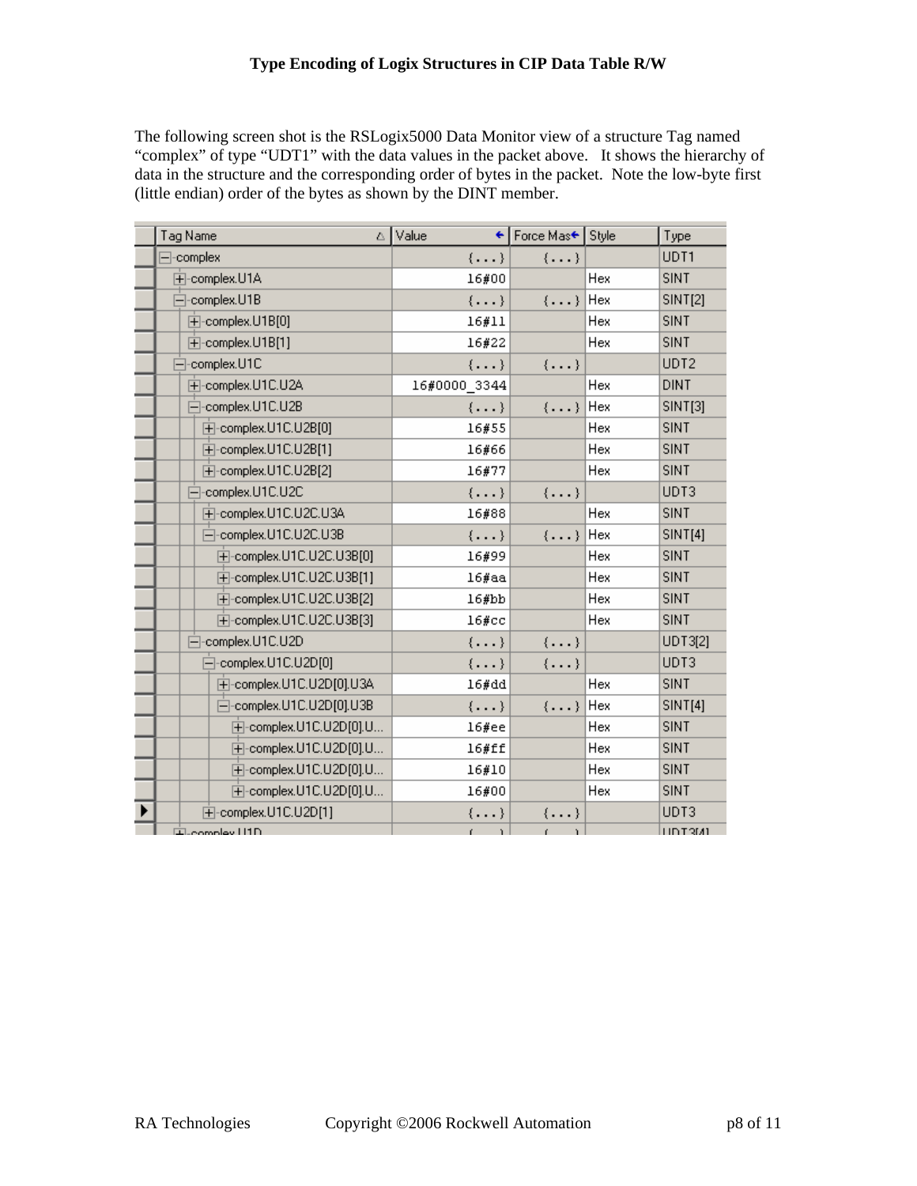The following screen shot is the RSLogix5000 Data Monitor view of a structure Tag named "complex" of type "UDT1" with the data values in the packet above. It shows the hierarchy of data in the structure and the corresponding order of bytes in the packet. Note the low-byte first (little endian) order of the bytes as shown by the DINT member.

| Tag Name | Value | Force Mask | Style | Type |
|---|---|---|---|---|
| complex | {...} | {...} | | UDT1 |
| complex.U1A | 16#00 | | Hex | SINT |
| complex.U1B | {...} | {...} | Hex | SINT[2] |
| complex.U1B[0] | 16#11 | | Hex | SINT |
| complex.U1B[1] | 16#22 | | Hex | SINT |
| complex.U1C | {...} | {...} | | UDT2 |
| complex.U1C.U2A | 16#0000_3344 | | Hex | DINT |
| complex.U1C.U2B | {...} | {...} | Hex | SINT[3] |
| complex.U1C.U2B[0] | 16#55 | | Hex | SINT |
| complex.U1C.U2B[1] | 16#66 | | Hex | SINT |
| complex.U1C.U2B[2] | 16#77 | | Hex | SINT |
| complex.U1C.U2C | {...} | {...} | | UDT3 |
| complex.U1C.U2C.U3A | 16#88 | | Hex | SINT |
| complex.U1C.U2C.U3B | {...} | {...} | Hex | SINT[4] |
| complex.U1C.U2C.U3B[0] | 16#99 | | Hex | SINT |
| complex.U1C.U2C.U3B[1] | 16#aa | | Hex | SINT |
| complex.U1C.U2C.U3B[2] | 16#bb | | Hex | SINT |
| complex.U1C.U2C.U3B[3] | 16#cc | | Hex | SINT |
| complex.U1C.U2D | {...} | {...} | | UDT3[2] |
| complex.U1C.U2D[0] | {...} | {...} | | UDT3 |
| complex.U1C.U2D[0].U3A | 16#dd | | Hex | SINT |
| complex.U1C.U2D[0].U3B | {...} | {...} | Hex | SINT[4] |
| complex.U1C.U2D[0].U... | 16#ee | | Hex | SINT |
| complex.U1C.U2D[0].U... | 16#ff | | Hex | SINT |
| complex.U1C.U2D[0].U... | 16#10 | | Hex | SINT |
| complex.U1C.U2D[0].U... | 16#00 | | Hex | SINT |
| complex.U1C.U2D[1] | {...} | {...} | | UDT3 |
| complex.U1D | {...} | {...} | | UDT3[4] |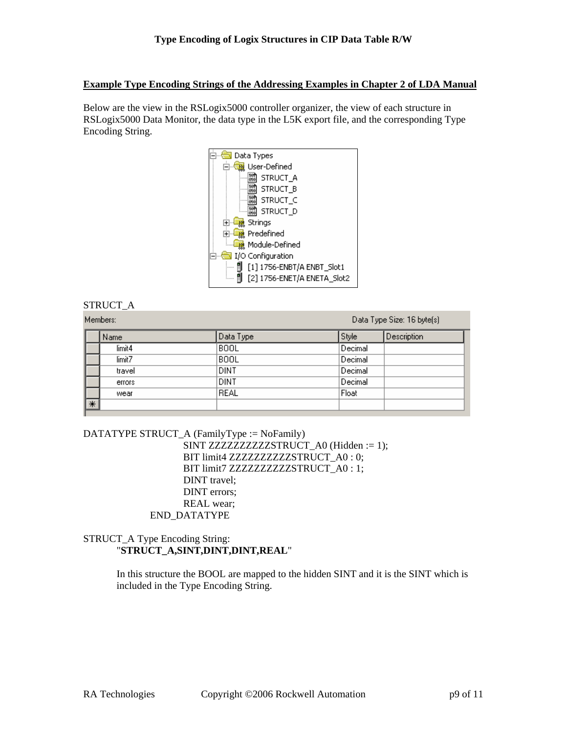## Example Type Encoding Strings of the Addressing Examples in Chapter 2 of LDA Manual

Below are the view in the RSLogix5000 controller organizer, the view of each structure in RSLogix5000 Data Monitor, the data type in the L5K export file, and the corresponding Type Encoding String.

```
Data Types
  User-Defined
    STRUCT_A
    STRUCT_B
    STRUCT_C
    STRUCT_D
  Strings
  Predefined
  Module-Defined
I/O Configuration
  [1] 1756-ENBT/A ENBT_Slot1
  [2] 1756-ENET/A ENETA_Slot2
```

STRUCT_A

Members: Data Type Size: 16 byte(s)

| Name | Data Type | Style | Description |
|---|---|---|---|
| limit4 | BOOL | Decimal | |
| limit7 | BOOL | Decimal | |
| travel | DINT | Decimal | |
| errors | DINT | Decimal | |
| wear | REAL | Float | |

```
DATATYPE STRUCT_A (FamilyType := NoFamily)
        SINT ZZZZZZZZZZSTRUCT_A0 (Hidden := 1);
        BIT limit4 ZZZZZZZZZZSTRUCT_A0 : 0;
        BIT limit7 ZZZZZZZZZZSTRUCT_A0 : 1;
        DINT travel;
        DINT errors;
        REAL wear;
    END_DATATYPE
```

STRUCT_A Type Encoding String:
"**STRUCT_A,SINT,DINT,DINT,REAL**"

In this structure the BOOL are mapped to the hidden SINT and it is the SINT which is included in the Type Encoding String.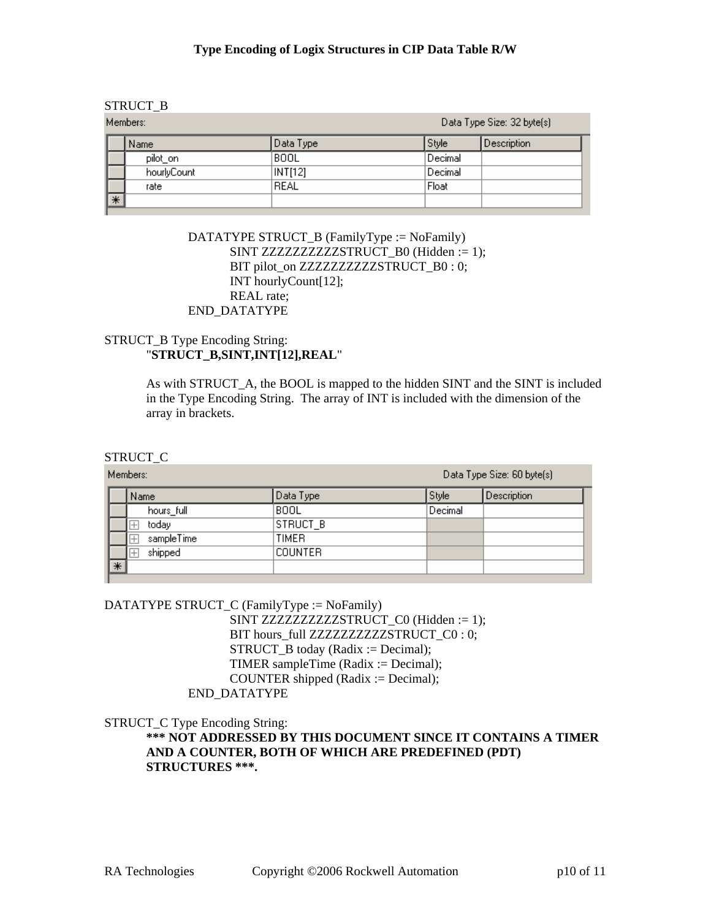STRUCT_B

Members: Data Type Size: 32 byte(s)

| Name | Data Type | Style | Description |
| --- | --- | --- | --- |
| pilot_on | BOOL | Decimal | |
| hourlyCount | INT[12] | Decimal | |
| rate | REAL | Float | |

```
DATATYPE STRUCT_B (FamilyType := NoFamily)
        SINT ZZZZZZZZZZSTRUCT_B0 (Hidden := 1);
        BIT pilot_on ZZZZZZZZZZSTRUCT_B0 : 0;
        INT hourlyCount[12];
        REAL rate;
END_DATATYPE
```

STRUCT_B Type Encoding String:

"**STRUCT_B,SINT,INT[12],REAL**"

As with STRUCT_A, the BOOL is mapped to the hidden SINT and the SINT is included in the Type Encoding String. The array of INT is included with the dimension of the array in brackets.

STRUCT_C

Members: Data Type Size: 60 byte(s)

| Name | Data Type | Style | Description |
| --- | --- | --- | --- |
| hours_full | BOOL | Decimal | |
| today | STRUCT_B | | |
| sampleTime | TIMER | | |
| shipped | COUNTER | | |

```
DATATYPE STRUCT_C (FamilyType := NoFamily)
        SINT ZZZZZZZZZZSTRUCT_C0 (Hidden := 1);
        BIT hours_full ZZZZZZZZZZSTRUCT_C0 : 0;
        STRUCT_B today (Radix := Decimal);
        TIMER sampleTime (Radix := Decimal);
        COUNTER shipped (Radix := Decimal);
END_DATATYPE
```

STRUCT_C Type Encoding String:

**\*\*\* NOT ADDRESSED BY THIS DOCUMENT SINCE IT CONTAINS A TIMER AND A COUNTER, BOTH OF WHICH ARE PREDEFINED (PDT) STRUCTURES \*\*\*.**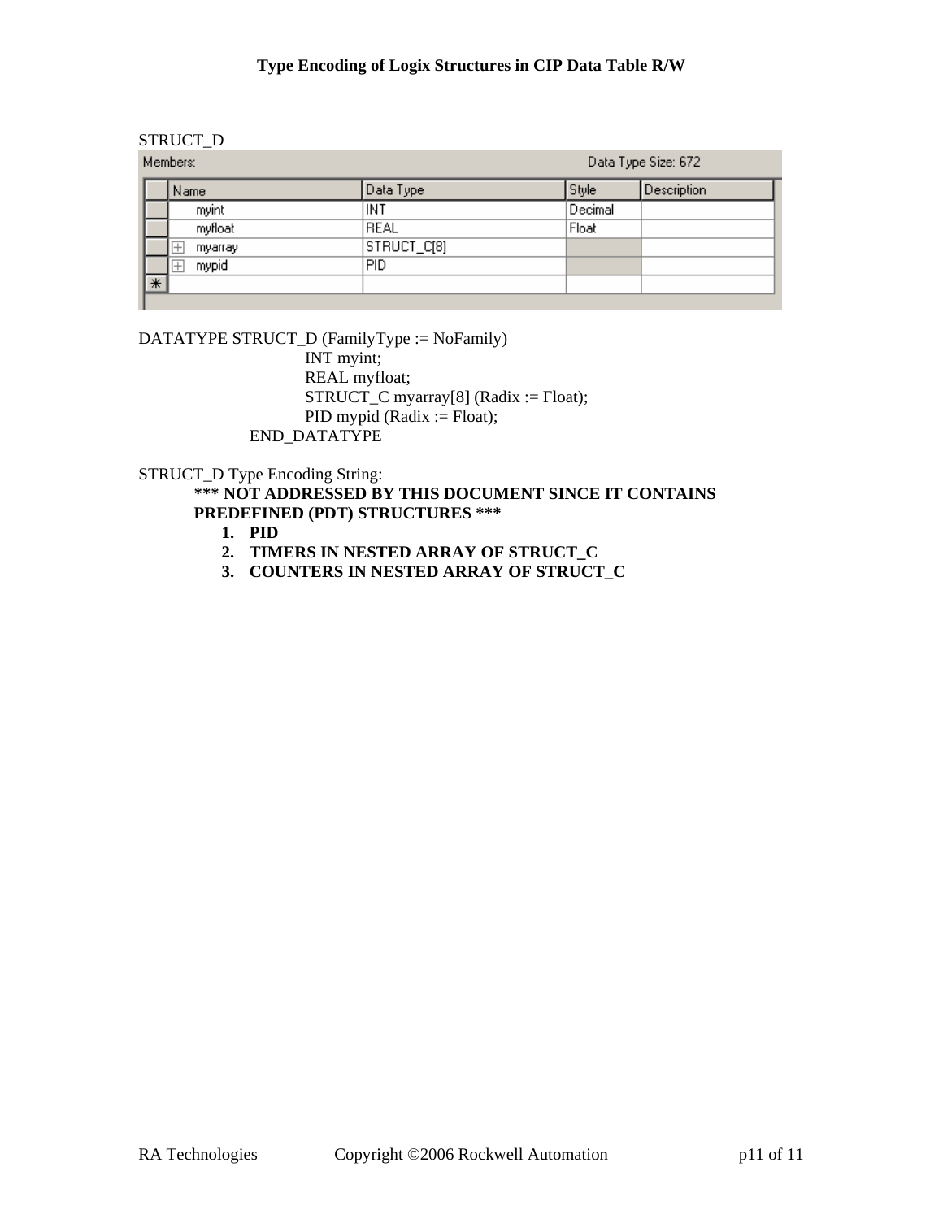STRUCT_D

Members: Data Type Size: 672

| Name | Data Type | Style | Description |
|---|---|---|---|
| myint | INT | Decimal | |
| myfloat | REAL | Float | |
| ⊞ myarray | STRUCT_C[8] | | |
| ⊞ mypid | PID | | |
| * | | | |

```
DATATYPE STRUCT_D (FamilyType := NoFamily)
        INT myint;
        REAL myfloat;
        STRUCT_C myarray[8] (Radix := Float);
        PID mypid (Radix := Float);
    END_DATATYPE
```

STRUCT_D Type Encoding String:

**\*\*\* NOT ADDRESSED BY THIS DOCUMENT SINCE IT CONTAINS PREDEFINED (PDT) STRUCTURES \*\*\***

1. **PID**
2. **TIMERS IN NESTED ARRAY OF STRUCT_C**
3. **COUNTERS IN NESTED ARRAY OF STRUCT_C**